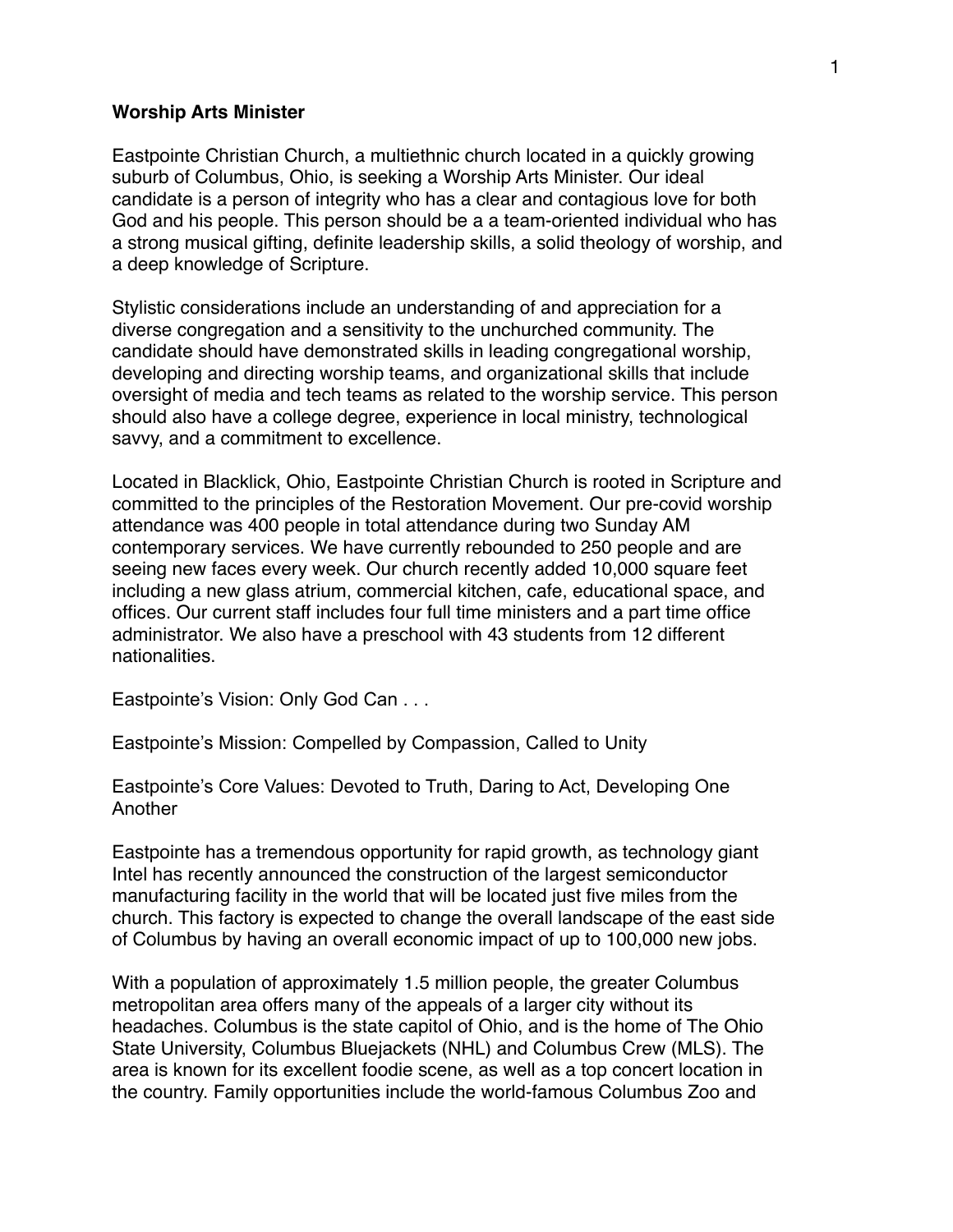**Worship Arts Minister**

Eastpointe Christian Church, a multiethnic church located in a quickly growing suburb of Columbus, Ohio, is seeking a Worship Arts Minister. Our ideal candidate is a person of integrity who has a clear and contagious love for both God and his people. This person should be a a team-oriented individual who has a strong musical gifting, definite leadership skills, a solid theology of worship, and a deep knowledge of Scripture.

Stylistic considerations include an understanding of and appreciation for a diverse congregation and a sensitivity to the unchurched community. The candidate should have demonstrated skills in leading congregational worship, developing and directing worship teams, and organizational skills that include oversight of media and tech teams as related to the worship service. This person should also have a college degree, experience in local ministry, technological savvy, and a commitment to excellence.

Located in Blacklick, Ohio, Eastpointe Christian Church is rooted in Scripture and committed to the principles of the Restoration Movement. Our pre-covid worship attendance was 400 people in total attendance during two Sunday AM contemporary services. We have currently rebounded to 250 people and are seeing new faces every week. Our church recently added 10,000 square feet including a new glass atrium, commercial kitchen, cafe, educational space, and offices. Our current staff includes four full time ministers and a part time office administrator. We also have a preschool with 43 students from 12 different nationalities.

Eastpointe's Vision: Only God Can . . .

Eastpointe's Mission: Compelled by Compassion, Called to Unity

Eastpointe's Core Values: Devoted to Truth, Daring to Act, Developing One Another

Eastpointe has a tremendous opportunity for rapid growth, as technology giant Intel has recently announced the construction of the largest semiconductor manufacturing facility in the world that will be located just five miles from the church. This factory is expected to change the overall landscape of the east side of Columbus by having an overall economic impact of up to 100,000 new jobs.

With a population of approximately 1.5 million people, the greater Columbus metropolitan area offers many of the appeals of a larger city without its headaches. Columbus is the state capitol of Ohio, and is the home of The Ohio State University, Columbus Bluejackets (NHL) and Columbus Crew (MLS). The area is known for its excellent foodie scene, as well as a top concert location in the country. Family opportunities include the world-famous Columbus Zoo and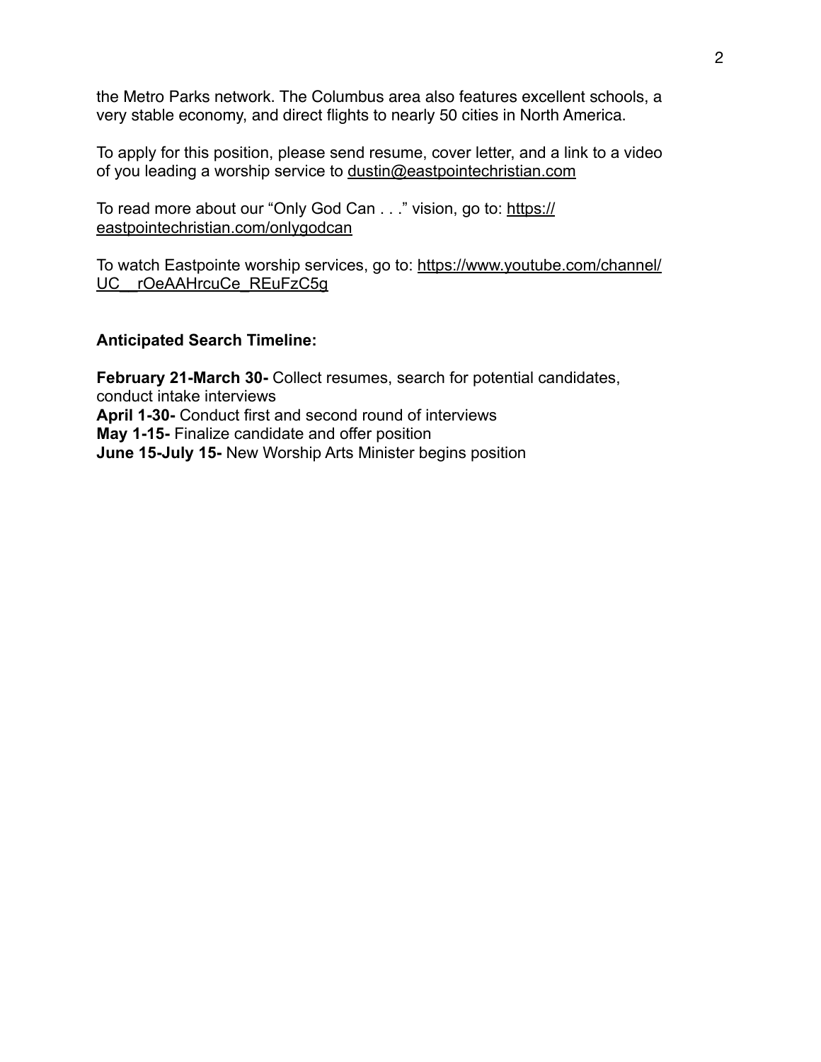the Metro Parks network. The Columbus area also features excellent schools, a very stable economy, and direct flights to nearly 50 cities in North America.

To apply for this position, please send resume, cover letter, and a link to a video of you leading a worship service to dustin@eastpointechristian.com

To read more about our "Only God Can . . ." vision, go to: https://eastpointechristian.com/onlygodcan

To watch Eastpointe worship services, go to: https://www.youtube.com/channel/UC__rOeAAHrcuCe_REuFzC5g

**Anticipated Search Timeline:**

**February 21-March 30-** Collect resumes, search for potential candidates, conduct intake interviews
**April 1-30-** Conduct first and second round of interviews
**May 1-15-** Finalize candidate and offer position
**June 15-July 15-** New Worship Arts Minister begins position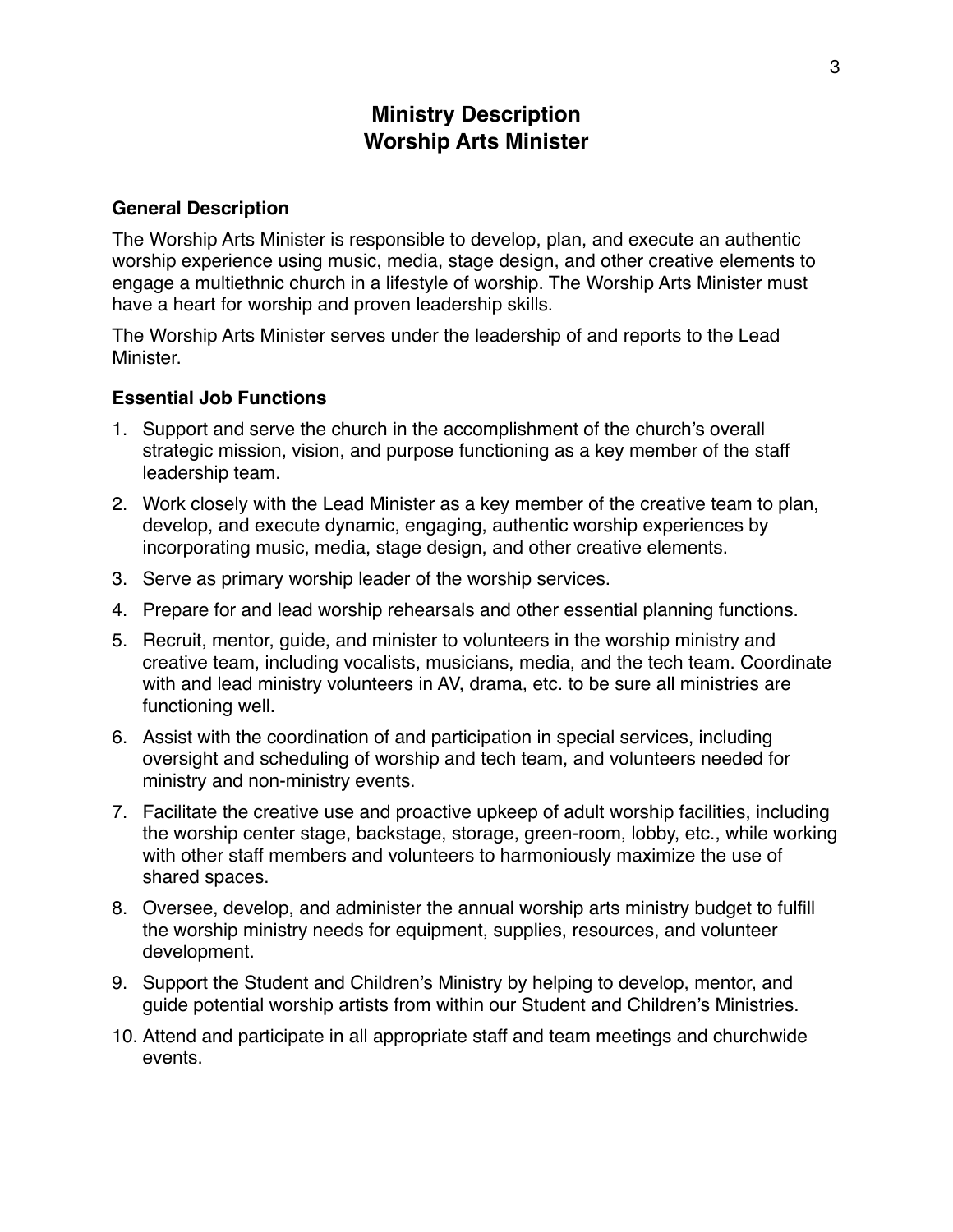# Ministry Description
# Worship Arts Minister

### General Description

The Worship Arts Minister is responsible to develop, plan, and execute an authentic worship experience using music, media, stage design, and other creative elements to engage a multiethnic church in a lifestyle of worship. The Worship Arts Minister must have a heart for worship and proven leadership skills.

The Worship Arts Minister serves under the leadership of and reports to the Lead Minister.

### Essential Job Functions

1. Support and serve the church in the accomplishment of the church's overall strategic mission, vision, and purpose functioning as a key member of the staff leadership team.
2. Work closely with the Lead Minister as a key member of the creative team to plan, develop, and execute dynamic, engaging, authentic worship experiences by incorporating music, media, stage design, and other creative elements.
3. Serve as primary worship leader of the worship services.
4. Prepare for and lead worship rehearsals and other essential planning functions.
5. Recruit, mentor, guide, and minister to volunteers in the worship ministry and creative team, including vocalists, musicians, media, and the tech team. Coordinate with and lead ministry volunteers in AV, drama, etc. to be sure all ministries are functioning well.
6. Assist with the coordination of and participation in special services, including oversight and scheduling of worship and tech team, and volunteers needed for ministry and non-ministry events.
7. Facilitate the creative use and proactive upkeep of adult worship facilities, including the worship center stage, backstage, storage, green-room, lobby, etc., while working with other staff members and volunteers to harmoniously maximize the use of shared spaces.
8. Oversee, develop, and administer the annual worship arts ministry budget to fulfill the worship ministry needs for equipment, supplies, resources, and volunteer development.
9. Support the Student and Children's Ministry by helping to develop, mentor, and guide potential worship artists from within our Student and Children's Ministries.
10. Attend and participate in all appropriate staff and team meetings and churchwide events.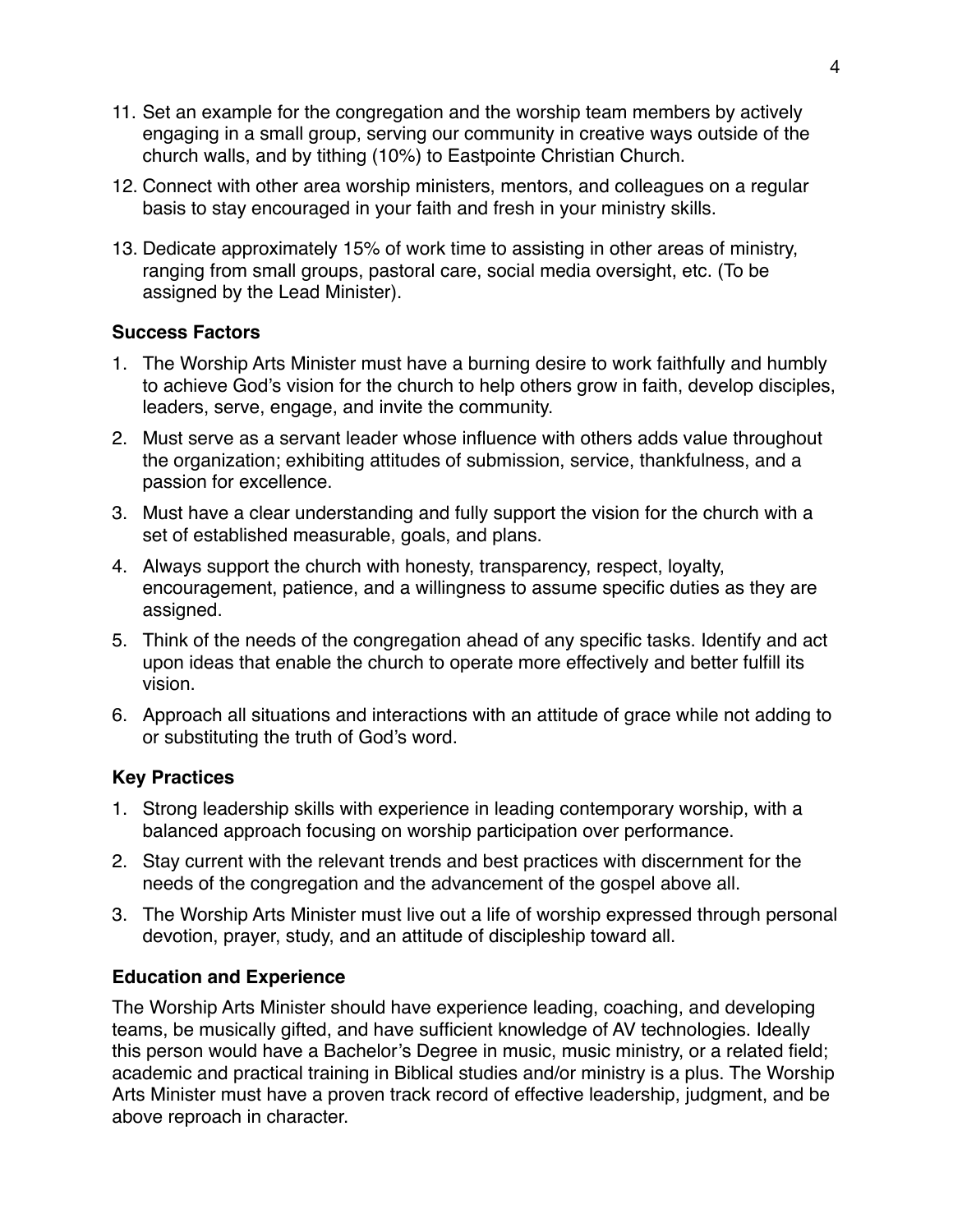11. Set an example for the congregation and the worship team members by actively engaging in a small group, serving our community in creative ways outside of the church walls, and by tithing (10%) to Eastpointe Christian Church.
12. Connect with other area worship ministers, mentors, and colleagues on a regular basis to stay encouraged in your faith and fresh in your ministry skills.
13. Dedicate approximately 15% of work time to assisting in other areas of ministry, ranging from small groups, pastoral care, social media oversight, etc. (To be assigned by the Lead Minister).

### Success Factors

1. The Worship Arts Minister must have a burning desire to work faithfully and humbly to achieve God's vision for the church to help others grow in faith, develop disciples, leaders, serve, engage, and invite the community.
2. Must serve as a servant leader whose influence with others adds value throughout the organization; exhibiting attitudes of submission, service, thankfulness, and a passion for excellence.
3. Must have a clear understanding and fully support the vision for the church with a set of established measurable, goals, and plans.
4. Always support the church with honesty, transparency, respect, loyalty, encouragement, patience, and a willingness to assume specific duties as they are assigned.
5. Think of the needs of the congregation ahead of any specific tasks. Identify and act upon ideas that enable the church to operate more effectively and better fulfill its vision.
6. Approach all situations and interactions with an attitude of grace while not adding to or substituting the truth of God's word.

### Key Practices

1. Strong leadership skills with experience in leading contemporary worship, with a balanced approach focusing on worship participation over performance.
2. Stay current with the relevant trends and best practices with discernment for the needs of the congregation and the advancement of the gospel above all.
3. The Worship Arts Minister must live out a life of worship expressed through personal devotion, prayer, study, and an attitude of discipleship toward all.

### Education and Experience

The Worship Arts Minister should have experience leading, coaching, and developing teams, be musically gifted, and have sufficient knowledge of AV technologies. Ideally this person would have a Bachelor's Degree in music, music ministry, or a related field; academic and practical training in Biblical studies and/or ministry is a plus. The Worship Arts Minister must have a proven track record of effective leadership, judgment, and be above reproach in character.